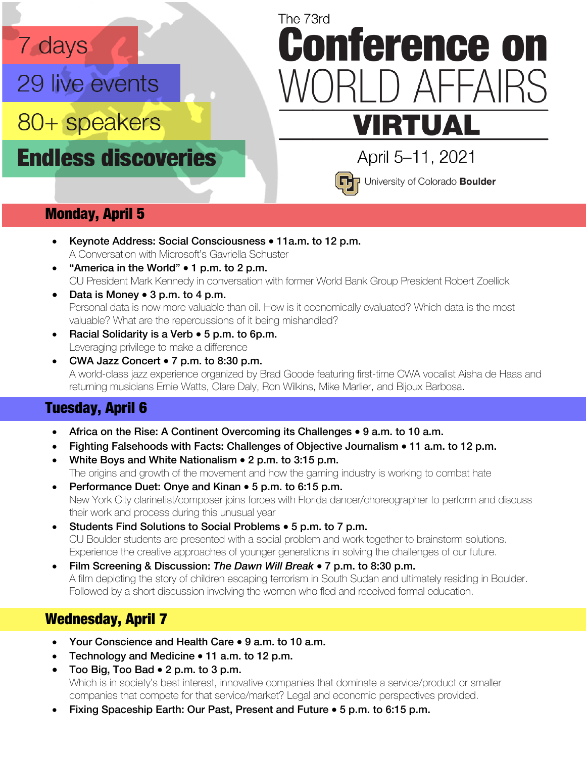7 days

29 live events

80+ speakers

**Endless discoveries**

The 73rd

# Conference on WORLD AFFAIRS

# VIRTUAL

April 5–11, 2021

University of Colorado **Boulder**

## Monday, April 5

- **Keynote Address: Social Consciousness • 11a.m. to 12 p.m.**
  A Conversation with Microsoft's Gavriella Schuster
- **"America in the World" • 1 p.m. to 2 p.m.**
  CU President Mark Kennedy in conversation with former World Bank Group President Robert Zoellick
- **Data is Money • 3 p.m. to 4 p.m.**
  Personal data is now more valuable than oil. How is it economically evaluated? Which data is the most valuable? What are the repercussions of it being mishandled?
- **Racial Solidarity is a Verb • 5 p.m. to 6p.m.**
  Leveraging privilege to make a difference
- **CWA Jazz Concert • 7 p.m. to 8:30 p.m.**
  A world-class jazz experience organized by Brad Goode featuring first-time CWA vocalist Aisha de Haas and returning musicians Ernie Watts, Clare Daly, Ron Wilkins, Mike Marlier, and Bijoux Barbosa.

## Tuesday, April 6

- **Africa on the Rise: A Continent Overcoming its Challenges • 9 a.m. to 10 a.m.**
- **Fighting Falsehoods with Facts: Challenges of Objective Journalism • 11 a.m. to 12 p.m.**
- **White Boys and White Nationalism • 2 p.m. to 3:15 p.m.**
  The origins and growth of the movement and how the gaming industry is working to combat hate
- **Performance Duet: Onye and Kinan • 5 p.m. to 6:15 p.m.**
  New York City clarinetist/composer joins forces with Florida dancer/choreographer to perform and discuss their work and process during this unusual year
- **Students Find Solutions to Social Problems • 5 p.m. to 7 p.m.**
  CU Boulder students are presented with a social problem and work together to brainstorm solutions. Experience the creative approaches of younger generations in solving the challenges of our future.
- **Film Screening & Discussion: *The Dawn Will Break* • 7 p.m. to 8:30 p.m.**
  A film depicting the story of children escaping terrorism in South Sudan and ultimately residing in Boulder. Followed by a short discussion involving the women who fled and received formal education.

## Wednesday, April 7

- **Your Conscience and Health Care • 9 a.m. to 10 a.m.**
- **Technology and Medicine • 11 a.m. to 12 p.m.**
- **Too Big, Too Bad • 2 p.m. to 3 p.m.**
  Which is in society's best interest, innovative companies that dominate a service/product or smaller companies that compete for that service/market? Legal and economic perspectives provided.
- **Fixing Spaceship Earth: Our Past, Present and Future • 5 p.m. to 6:15 p.m.**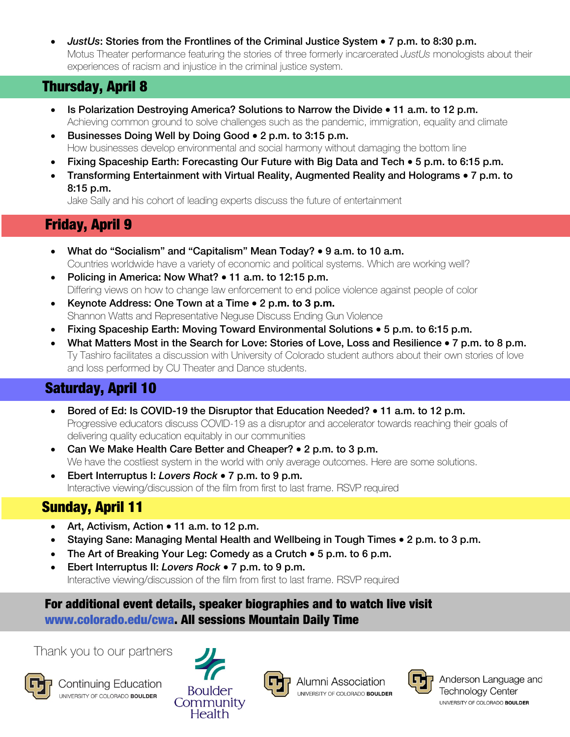- *JustUs*: Stories from the Frontlines of the Criminal Justice System • 7 p.m. to 8:30 p.m.
  Motus Theater performance featuring the stories of three formerly incarcerated *JustUs* monologists about their experiences of racism and injustice in the criminal justice system.

## Thursday, April 8

- **Is Polarization Destroying America? Solutions to Narrow the Divide • 11 a.m. to 12 p.m.**
  Achieving common ground to solve challenges such as the pandemic, immigration, equality and climate
- **Businesses Doing Well by Doing Good • 2 p.m. to 3:15 p.m.**
  How businesses develop environmental and social harmony without damaging the bottom line
- **Fixing Spaceship Earth: Forecasting Our Future with Big Data and Tech • 5 p.m. to 6:15 p.m.**
- **Transforming Entertainment with Virtual Reality, Augmented Reality and Holograms • 7 p.m. to 8:15 p.m.**
  Jake Sally and his cohort of leading experts discuss the future of entertainment

## Friday, April 9

- **What do "Socialism" and "Capitalism" Mean Today? • 9 a.m. to 10 a.m.**
  Countries worldwide have a variety of economic and political systems. Which are working well?
- **Policing in America: Now What? • 11 a.m. to 12:15 p.m.**
  Differing views on how to change law enforcement to end police violence against people of color
- **Keynote Address: One Town at a Time • 2 p.m. to 3 p.m.**
  Shannon Watts and Representative Neguse Discuss Ending Gun Violence
- **Fixing Spaceship Earth: Moving Toward Environmental Solutions • 5 p.m. to 6:15 p.m.**
- **What Matters Most in the Search for Love: Stories of Love, Loss and Resilience • 7 p.m. to 8 p.m.**
  Ty Tashiro facilitates a discussion with University of Colorado student authors about their own stories of love and loss performed by CU Theater and Dance students.

## Saturday, April 10

- **Bored of Ed: Is COVID-19 the Disruptor that Education Needed? • 11 a.m. to 12 p.m.**
  Progressive educators discuss COVID-19 as a disruptor and accelerator towards reaching their goals of delivering quality education equitably in our communities
- **Can We Make Health Care Better and Cheaper? • 2 p.m. to 3 p.m.**
  We have the costliest system in the world with only average outcomes. Here are some solutions.
- **Ebert Interruptus I: *Lovers Rock* • 7 p.m. to 9 p.m.**
  Interactive viewing/discussion of the film from first to last frame. RSVP required

## Sunday, April 11

- **Art, Activism, Action • 11 a.m. to 12 p.m.**
- **Staying Sane: Managing Mental Health and Wellbeing in Tough Times • 2 p.m. to 3 p.m.**
- **The Art of Breaking Your Leg: Comedy as a Crutch • 5 p.m. to 6 p.m.**
- **Ebert Interruptus II: *Lovers Rock* • 7 p.m. to 9 p.m.**
  Interactive viewing/discussion of the film from first to last frame. RSVP required

**For additional event details, speaker biographies and to watch live visit www.colorado.edu/cwa. All sessions Mountain Daily Time**

Thank you to our partners

Continuing Education UNIVERSITY OF COLORADO BOULDER

Boulder Community Health

Alumni Association UNIVERSITY OF COLORADO BOULDER

Anderson Language and Technology Center UNIVERSITY OF COLORADO BOULDER